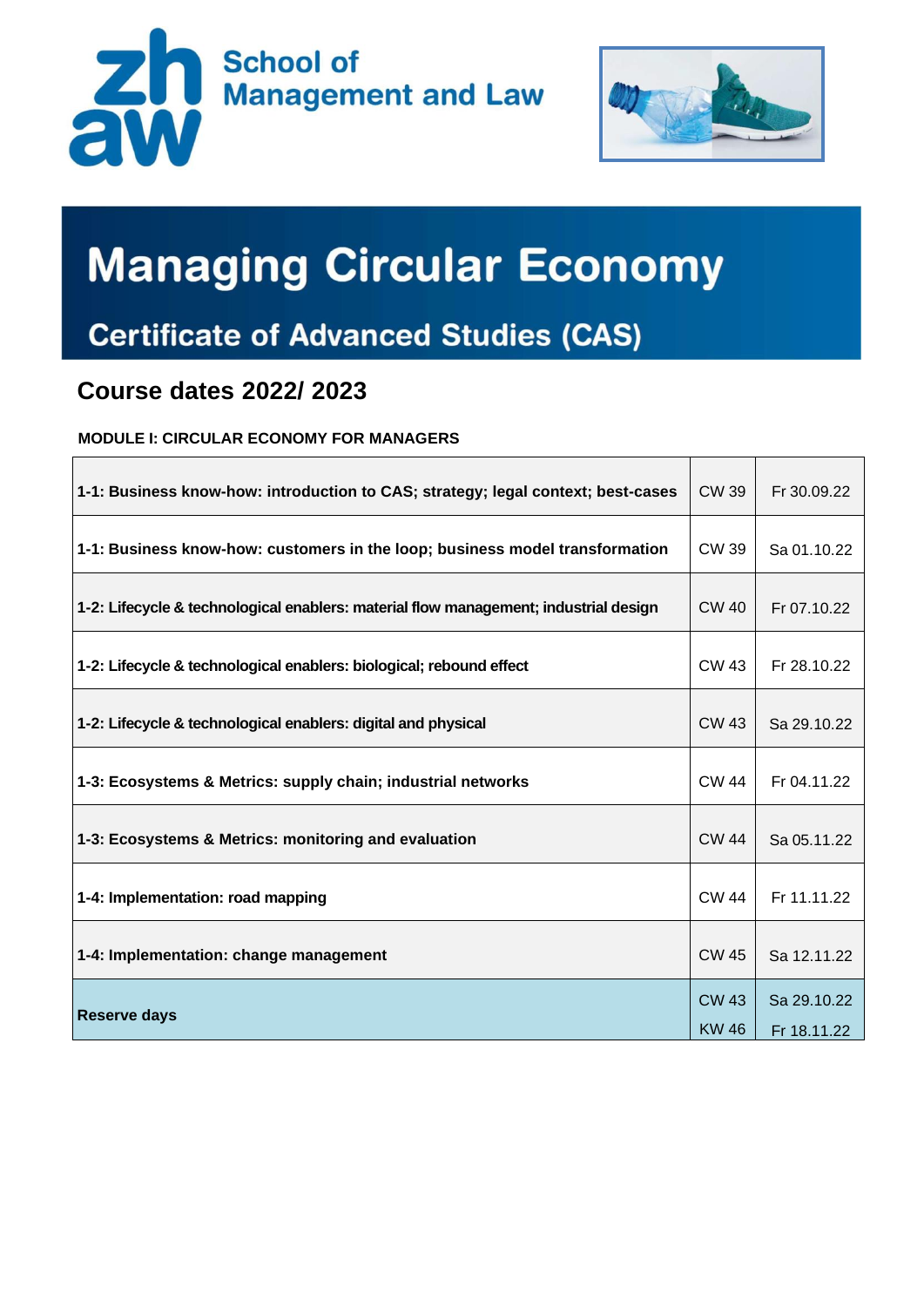School of Management and Law

# Managing Circular Economy

## Certificate of Advanced Studies (CAS)

## Course dates 2022/ 2023

**MODULE I: CIRCULAR ECONOMY FOR MANAGERS**

| | | |
|---|---|---|
| **1-1: Business know-how: introduction to CAS; strategy; legal context; best-cases** | CW 39 | Fr 30.09.22 |
| **1-1: Business know-how: customers in the loop; business model transformation** | CW 39 | Sa 01.10.22 |
| **1-2: Lifecycle & technological enablers: material flow management; industrial design** | CW 40 | Fr 07.10.22 |
| **1-2: Lifecycle & technological enablers: biological; rebound effect** | CW 43 | Fr 28.10.22 |
| **1-2: Lifecycle & technological enablers: digital and physical** | CW 43 | Sa 29.10.22 |
| **1-3: Ecosystems & Metrics: supply chain; industrial networks** | CW 44 | Fr 04.11.22 |
| **1-3: Ecosystems & Metrics: monitoring and evaluation** | CW 44 | Sa 05.11.22 |
| **1-4: Implementation: road mapping** | CW 44 | Fr 11.11.22 |
| **1-4: Implementation: change management** | CW 45 | Sa 12.11.22 |
| **Reserve days** | CW 43<br>KW 46 | Sa 29.10.22<br>Fr 18.11.22 |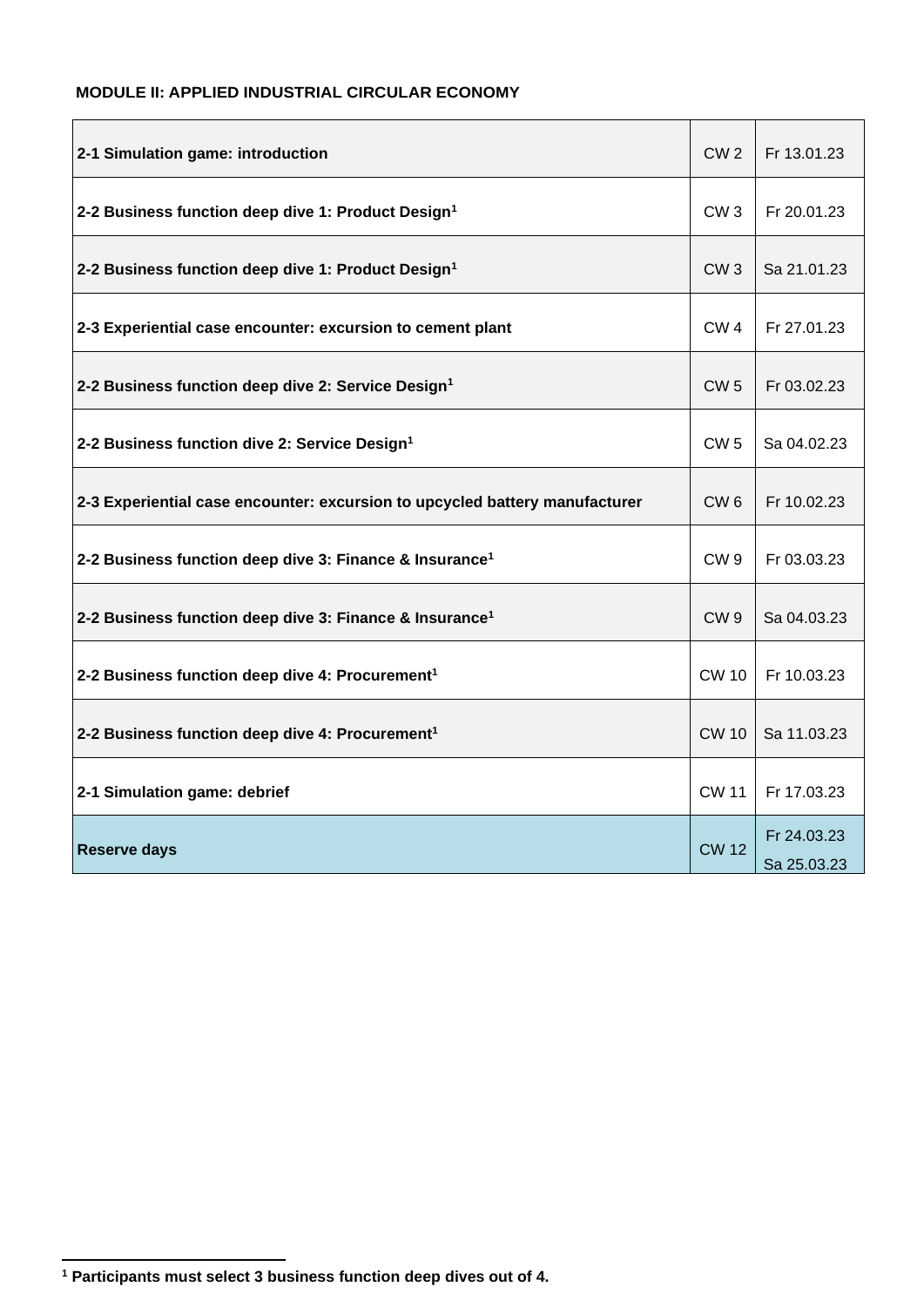**MODULE II: APPLIED INDUSTRIAL CIRCULAR ECONOMY**

| | | |
|---|---|---|
| **2-1 Simulation game: introduction** | CW 2 | Fr 13.01.23 |
| **2-2 Business function deep dive 1: Product Design[1]** | CW 3 | Fr 20.01.23 |
| **2-2 Business function deep dive 1: Product Design[1]** | CW 3 | Sa 21.01.23 |
| **2-3 Experiential case encounter: excursion to cement plant** | CW 4 | Fr 27.01.23 |
| **2-2 Business function deep dive 2: Service Design[1]** | CW 5 | Fr 03.02.23 |
| **2-2 Business function dive 2: Service Design[1]** | CW 5 | Sa 04.02.23 |
| **2-3 Experiential case encounter: excursion to upcycled battery manufacturer** | CW 6 | Fr 10.02.23 |
| **2-2 Business function deep dive 3: Finance & Insurance[1]** | CW 9 | Fr 03.03.23 |
| **2-2 Business function deep dive 3: Finance & Insurance[1]** | CW 9 | Sa 04.03.23 |
| **2-2 Business function deep dive 4: Procurement[1]** | CW 10 | Fr 10.03.23 |
| **2-2 Business function deep dive 4: Procurement[1]** | CW 10 | Sa 11.03.23 |
| **2-1 Simulation game: debrief** | CW 11 | Fr 17.03.23 |
| **Reserve days** | CW 12 | Fr 24.03.23<br>Sa 25.03.23 |

[1] **Participants must select 3 business function deep dives out of 4.**